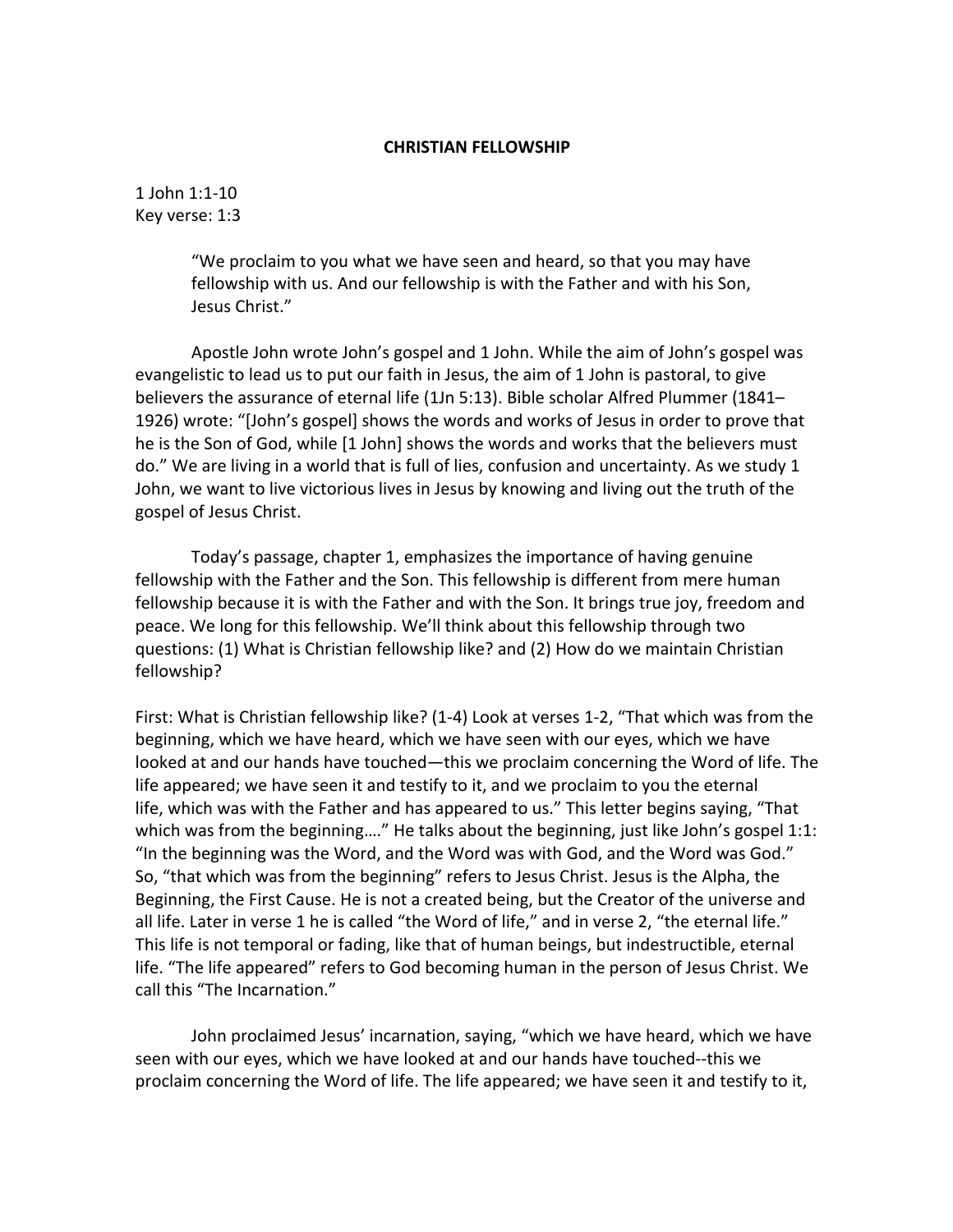# CHRISTIAN FELLOWSHIP

1 John 1:1-10
Key verse: 1:3

> "We proclaim to you what we have seen and heard, so that you may have fellowship with us. And our fellowship is with the Father and with his Son, Jesus Christ."

Apostle John wrote John's gospel and 1 John. While the aim of John's gospel was evangelistic to lead us to put our faith in Jesus, the aim of 1 John is pastoral, to give believers the assurance of eternal life (1Jn 5:13). Bible scholar Alfred Plummer (1841–1926) wrote: "[John's gospel] shows the words and works of Jesus in order to prove that he is the Son of God, while [1 John] shows the words and works that the believers must do." We are living in a world that is full of lies, confusion and uncertainty. As we study 1 John, we want to live victorious lives in Jesus by knowing and living out the truth of the gospel of Jesus Christ.

Today's passage, chapter 1, emphasizes the importance of having genuine fellowship with the Father and the Son. This fellowship is different from mere human fellowship because it is with the Father and with the Son. It brings true joy, freedom and peace. We long for this fellowship. We'll think about this fellowship through two questions: (1) What is Christian fellowship like? and (2) How do we maintain Christian fellowship?

First: What is Christian fellowship like? (1-4) Look at verses 1-2, "That which was from the beginning, which we have heard, which we have seen with our eyes, which we have looked at and our hands have touched—this we proclaim concerning the Word of life. The life appeared; we have seen it and testify to it, and we proclaim to you the eternal life, which was with the Father and has appeared to us." This letter begins saying, "That which was from the beginning…." He talks about the beginning, just like John's gospel 1:1: "In the beginning was the Word, and the Word was with God, and the Word was God." So, "that which was from the beginning" refers to Jesus Christ. Jesus is the Alpha, the Beginning, the First Cause. He is not a created being, but the Creator of the universe and all life. Later in verse 1 he is called "the Word of life," and in verse 2, "the eternal life." This life is not temporal or fading, like that of human beings, but indestructible, eternal life. "The life appeared" refers to God becoming human in the person of Jesus Christ. We call this "The Incarnation."

John proclaimed Jesus' incarnation, saying, "which we have heard, which we have seen with our eyes, which we have looked at and our hands have touched--this we proclaim concerning the Word of life. The life appeared; we have seen it and testify to it,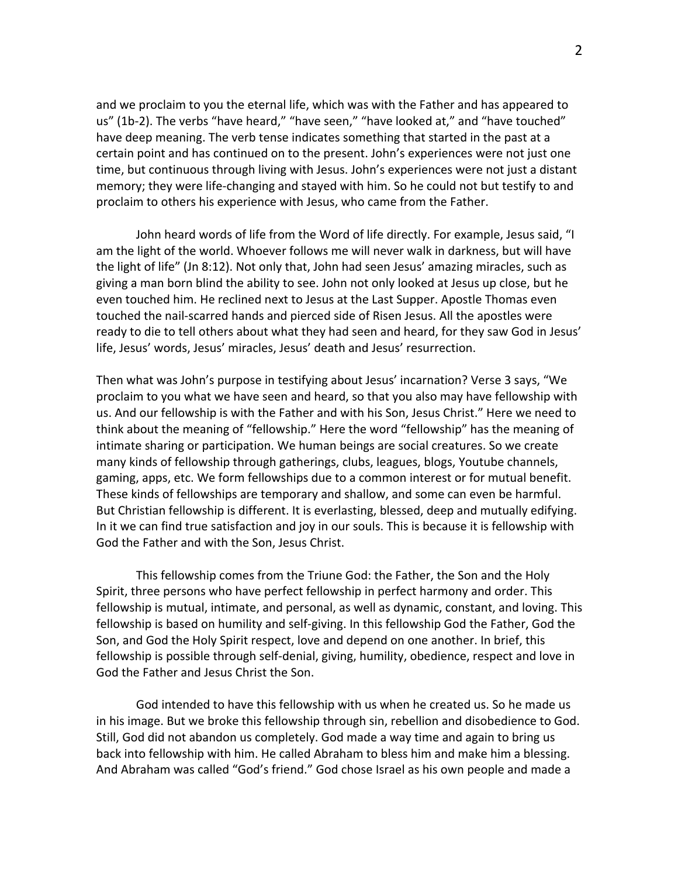and we proclaim to you the eternal life, which was with the Father and has appeared to us" (1b-2). The verbs "have heard," "have seen," "have looked at," and "have touched" have deep meaning. The verb tense indicates something that started in the past at a certain point and has continued on to the present. John's experiences were not just one time, but continuous through living with Jesus. John's experiences were not just a distant memory; they were life-changing and stayed with him. So he could not but testify to and proclaim to others his experience with Jesus, who came from the Father.

John heard words of life from the Word of life directly. For example, Jesus said, "I am the light of the world. Whoever follows me will never walk in darkness, but will have the light of life" (Jn 8:12). Not only that, John had seen Jesus' amazing miracles, such as giving a man born blind the ability to see. John not only looked at Jesus up close, but he even touched him. He reclined next to Jesus at the Last Supper. Apostle Thomas even touched the nail-scarred hands and pierced side of Risen Jesus. All the apostles were ready to die to tell others about what they had seen and heard, for they saw God in Jesus' life, Jesus' words, Jesus' miracles, Jesus' death and Jesus' resurrection.

Then what was John's purpose in testifying about Jesus' incarnation? Verse 3 says, "We proclaim to you what we have seen and heard, so that you also may have fellowship with us. And our fellowship is with the Father and with his Son, Jesus Christ." Here we need to think about the meaning of "fellowship." Here the word "fellowship" has the meaning of intimate sharing or participation. We human beings are social creatures. So we create many kinds of fellowship through gatherings, clubs, leagues, blogs, Youtube channels, gaming, apps, etc. We form fellowships due to a common interest or for mutual benefit. These kinds of fellowships are temporary and shallow, and some can even be harmful. But Christian fellowship is different. It is everlasting, blessed, deep and mutually edifying. In it we can find true satisfaction and joy in our souls. This is because it is fellowship with God the Father and with the Son, Jesus Christ.

This fellowship comes from the Triune God: the Father, the Son and the Holy Spirit, three persons who have perfect fellowship in perfect harmony and order. This fellowship is mutual, intimate, and personal, as well as dynamic, constant, and loving. This fellowship is based on humility and self-giving. In this fellowship God the Father, God the Son, and God the Holy Spirit respect, love and depend on one another. In brief, this fellowship is possible through self-denial, giving, humility, obedience, respect and love in God the Father and Jesus Christ the Son.

God intended to have this fellowship with us when he created us. So he made us in his image. But we broke this fellowship through sin, rebellion and disobedience to God. Still, God did not abandon us completely. God made a way time and again to bring us back into fellowship with him. He called Abraham to bless him and make him a blessing. And Abraham was called "God's friend." God chose Israel as his own people and made a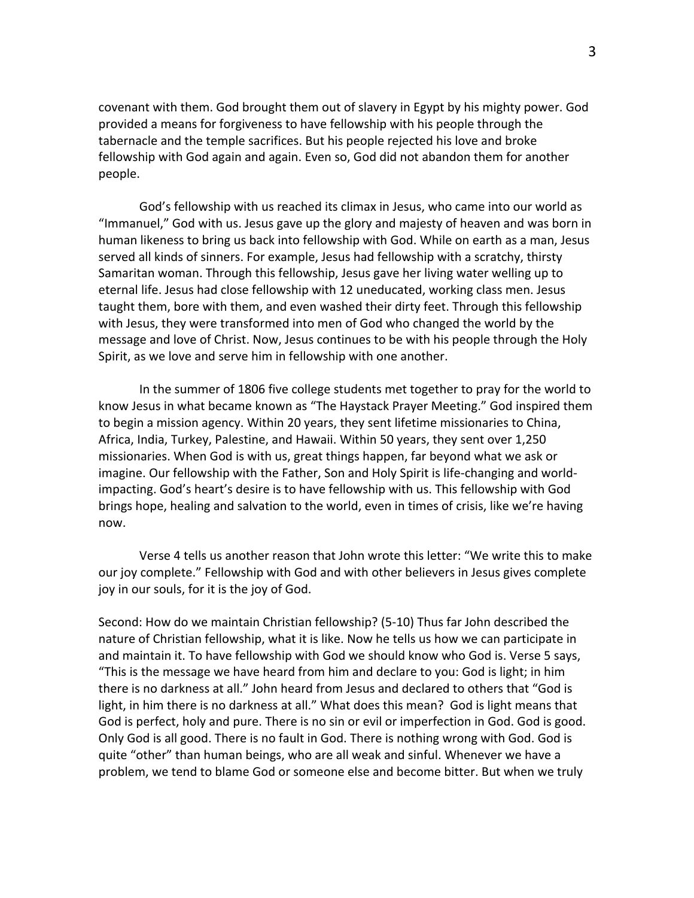covenant with them. God brought them out of slavery in Egypt by his mighty power. God provided a means for forgiveness to have fellowship with his people through the tabernacle and the temple sacrifices. But his people rejected his love and broke fellowship with God again and again. Even so, God did not abandon them for another people.

God's fellowship with us reached its climax in Jesus, who came into our world as "Immanuel," God with us. Jesus gave up the glory and majesty of heaven and was born in human likeness to bring us back into fellowship with God. While on earth as a man, Jesus served all kinds of sinners. For example, Jesus had fellowship with a scratchy, thirsty Samaritan woman. Through this fellowship, Jesus gave her living water welling up to eternal life. Jesus had close fellowship with 12 uneducated, working class men. Jesus taught them, bore with them, and even washed their dirty feet. Through this fellowship with Jesus, they were transformed into men of God who changed the world by the message and love of Christ. Now, Jesus continues to be with his people through the Holy Spirit, as we love and serve him in fellowship with one another.

In the summer of 1806 five college students met together to pray for the world to know Jesus in what became known as "The Haystack Prayer Meeting." God inspired them to begin a mission agency. Within 20 years, they sent lifetime missionaries to China, Africa, India, Turkey, Palestine, and Hawaii. Within 50 years, they sent over 1,250 missionaries. When God is with us, great things happen, far beyond what we ask or imagine. Our fellowship with the Father, Son and Holy Spirit is life-changing and world-impacting. God's heart's desire is to have fellowship with us. This fellowship with God brings hope, healing and salvation to the world, even in times of crisis, like we're having now.

Verse 4 tells us another reason that John wrote this letter: "We write this to make our joy complete." Fellowship with God and with other believers in Jesus gives complete joy in our souls, for it is the joy of God.

Second: How do we maintain Christian fellowship? (5-10) Thus far John described the nature of Christian fellowship, what it is like. Now he tells us how we can participate in and maintain it. To have fellowship with God we should know who God is. Verse 5 says, "This is the message we have heard from him and declare to you: God is light; in him there is no darkness at all." John heard from Jesus and declared to others that "God is light, in him there is no darkness at all." What does this mean? God is light means that God is perfect, holy and pure. There is no sin or evil or imperfection in God. God is good. Only God is all good. There is no fault in God. There is nothing wrong with God. God is quite "other" than human beings, who are all weak and sinful. Whenever we have a problem, we tend to blame God or someone else and become bitter. But when we truly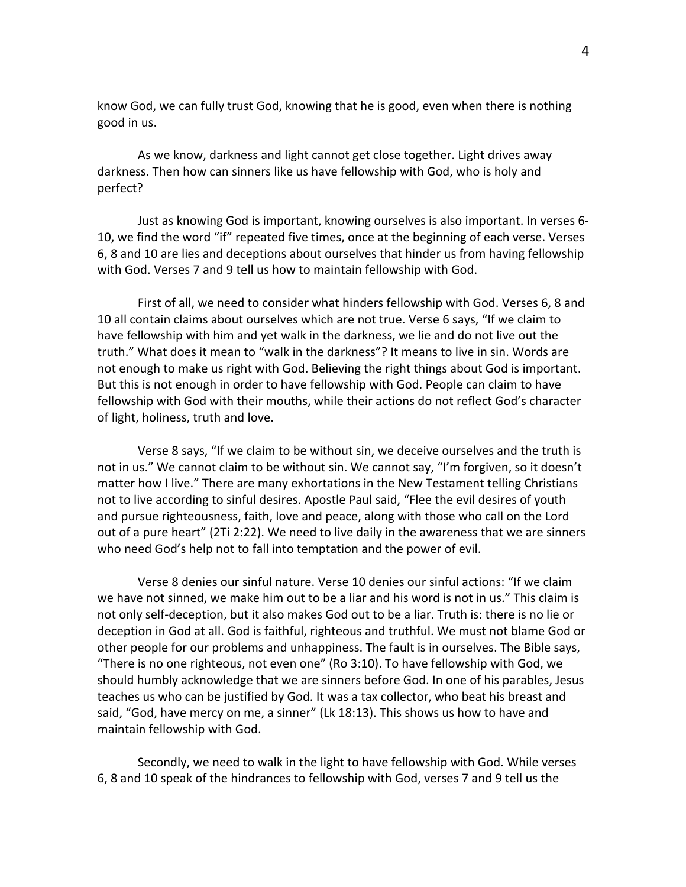know God, we can fully trust God, knowing that he is good, even when there is nothing good in us.

As we know, darkness and light cannot get close together. Light drives away darkness. Then how can sinners like us have fellowship with God, who is holy and perfect?

Just as knowing God is important, knowing ourselves is also important. In verses 6-10, we find the word "if" repeated five times, once at the beginning of each verse. Verses 6, 8 and 10 are lies and deceptions about ourselves that hinder us from having fellowship with God. Verses 7 and 9 tell us how to maintain fellowship with God.

First of all, we need to consider what hinders fellowship with God. Verses 6, 8 and 10 all contain claims about ourselves which are not true. Verse 6 says, "If we claim to have fellowship with him and yet walk in the darkness, we lie and do not live out the truth." What does it mean to "walk in the darkness"? It means to live in sin. Words are not enough to make us right with God. Believing the right things about God is important. But this is not enough in order to have fellowship with God. People can claim to have fellowship with God with their mouths, while their actions do not reflect God's character of light, holiness, truth and love.

Verse 8 says, "If we claim to be without sin, we deceive ourselves and the truth is not in us." We cannot claim to be without sin. We cannot say, "I'm forgiven, so it doesn't matter how I live." There are many exhortations in the New Testament telling Christians not to live according to sinful desires. Apostle Paul said, "Flee the evil desires of youth and pursue righteousness, faith, love and peace, along with those who call on the Lord out of a pure heart" (2Ti 2:22). We need to live daily in the awareness that we are sinners who need God's help not to fall into temptation and the power of evil.

Verse 8 denies our sinful nature. Verse 10 denies our sinful actions: "If we claim we have not sinned, we make him out to be a liar and his word is not in us." This claim is not only self-deception, but it also makes God out to be a liar. Truth is: there is no lie or deception in God at all. God is faithful, righteous and truthful. We must not blame God or other people for our problems and unhappiness. The fault is in ourselves. The Bible says, "There is no one righteous, not even one" (Ro 3:10). To have fellowship with God, we should humbly acknowledge that we are sinners before God. In one of his parables, Jesus teaches us who can be justified by God. It was a tax collector, who beat his breast and said, "God, have mercy on me, a sinner" (Lk 18:13). This shows us how to have and maintain fellowship with God.

Secondly, we need to walk in the light to have fellowship with God. While verses 6, 8 and 10 speak of the hindrances to fellowship with God, verses 7 and 9 tell us the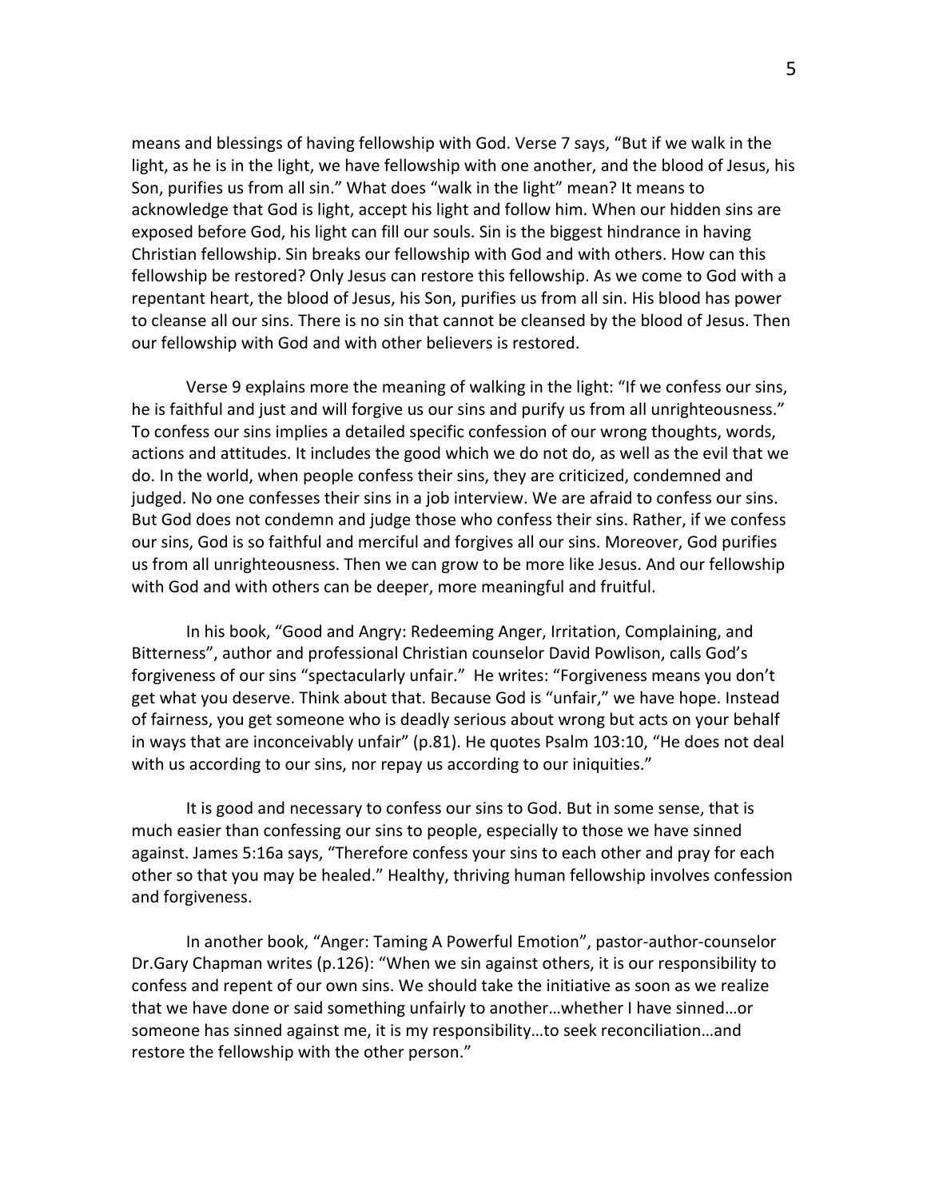means and blessings of having fellowship with God. Verse 7 says, "But if we walk in the light, as he is in the light, we have fellowship with one another, and the blood of Jesus, his Son, purifies us from all sin." What does "walk in the light" mean? It means to acknowledge that God is light, accept his light and follow him. When our hidden sins are exposed before God, his light can fill our souls. Sin is the biggest hindrance in having Christian fellowship. Sin breaks our fellowship with God and with others. How can this fellowship be restored? Only Jesus can restore this fellowship. As we come to God with a repentant heart, the blood of Jesus, his Son, purifies us from all sin. His blood has power to cleanse all our sins. There is no sin that cannot be cleansed by the blood of Jesus. Then our fellowship with God and with other believers is restored.

Verse 9 explains more the meaning of walking in the light: "If we confess our sins, he is faithful and just and will forgive us our sins and purify us from all unrighteousness." To confess our sins implies a detailed specific confession of our wrong thoughts, words, actions and attitudes. It includes the good which we do not do, as well as the evil that we do. In the world, when people confess their sins, they are criticized, condemned and judged. No one confesses their sins in a job interview. We are afraid to confess our sins. But God does not condemn and judge those who confess their sins. Rather, if we confess our sins, God is so faithful and merciful and forgives all our sins. Moreover, God purifies us from all unrighteousness. Then we can grow to be more like Jesus. And our fellowship with God and with others can be deeper, more meaningful and fruitful.

In his book, "Good and Angry: Redeeming Anger, Irritation, Complaining, and Bitterness", author and professional Christian counselor David Powlison, calls God's forgiveness of our sins "spectacularly unfair." He writes: "Forgiveness means you don't get what you deserve. Think about that. Because God is "unfair," we have hope. Instead of fairness, you get someone who is deadly serious about wrong but acts on your behalf in ways that are inconceivably unfair" (p.81). He quotes Psalm 103:10, "He does not deal with us according to our sins, nor repay us according to our iniquities."

It is good and necessary to confess our sins to God. But in some sense, that is much easier than confessing our sins to people, especially to those we have sinned against. James 5:16a says, "Therefore confess your sins to each other and pray for each other so that you may be healed." Healthy, thriving human fellowship involves confession and forgiveness.

In another book, "Anger: Taming A Powerful Emotion", pastor-author-counselor Dr.Gary Chapman writes (p.126): "When we sin against others, it is our responsibility to confess and repent of our own sins. We should take the initiative as soon as we realize that we have done or said something unfairly to another…whether I have sinned…or someone has sinned against me, it is my responsibility…to seek reconciliation…and restore the fellowship with the other person."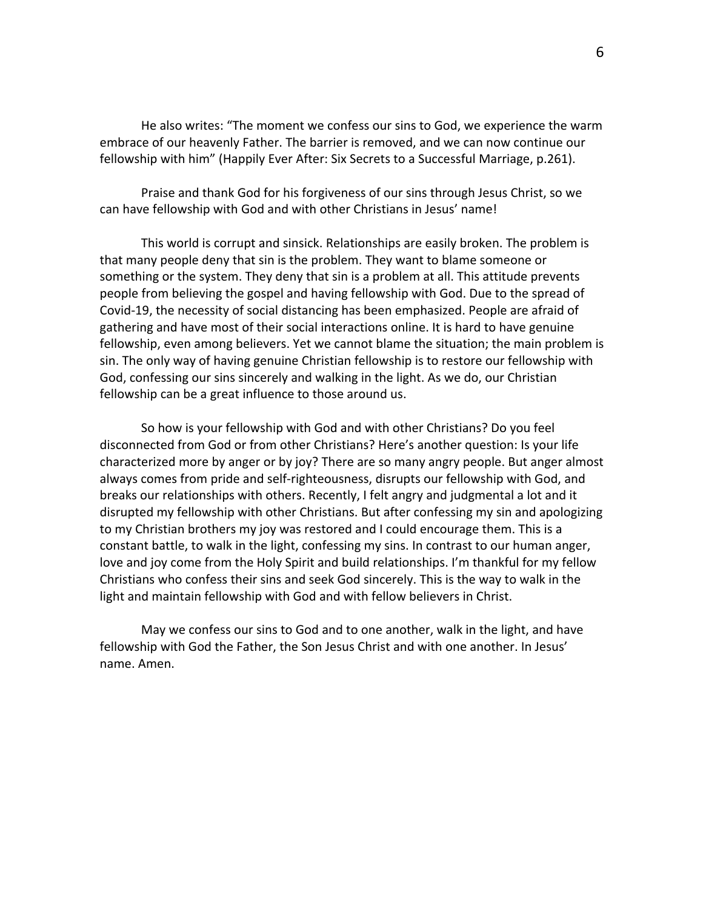He also writes: "The moment we confess our sins to God, we experience the warm embrace of our heavenly Father. The barrier is removed, and we can now continue our fellowship with him" (Happily Ever After: Six Secrets to a Successful Marriage, p.261).

Praise and thank God for his forgiveness of our sins through Jesus Christ, so we can have fellowship with God and with other Christians in Jesus' name!

This world is corrupt and sinsick. Relationships are easily broken. The problem is that many people deny that sin is the problem. They want to blame someone or something or the system. They deny that sin is a problem at all. This attitude prevents people from believing the gospel and having fellowship with God. Due to the spread of Covid-19, the necessity of social distancing has been emphasized. People are afraid of gathering and have most of their social interactions online. It is hard to have genuine fellowship, even among believers. Yet we cannot blame the situation; the main problem is sin. The only way of having genuine Christian fellowship is to restore our fellowship with God, confessing our sins sincerely and walking in the light. As we do, our Christian fellowship can be a great influence to those around us.

So how is your fellowship with God and with other Christians? Do you feel disconnected from God or from other Christians? Here's another question: Is your life characterized more by anger or by joy? There are so many angry people. But anger almost always comes from pride and self-righteousness, disrupts our fellowship with God, and breaks our relationships with others. Recently, I felt angry and judgmental a lot and it disrupted my fellowship with other Christians. But after confessing my sin and apologizing to my Christian brothers my joy was restored and I could encourage them. This is a constant battle, to walk in the light, confessing my sins. In contrast to our human anger, love and joy come from the Holy Spirit and build relationships. I'm thankful for my fellow Christians who confess their sins and seek God sincerely. This is the way to walk in the light and maintain fellowship with God and with fellow believers in Christ.

May we confess our sins to God and to one another, walk in the light, and have fellowship with God the Father, the Son Jesus Christ and with one another. In Jesus' name. Amen.